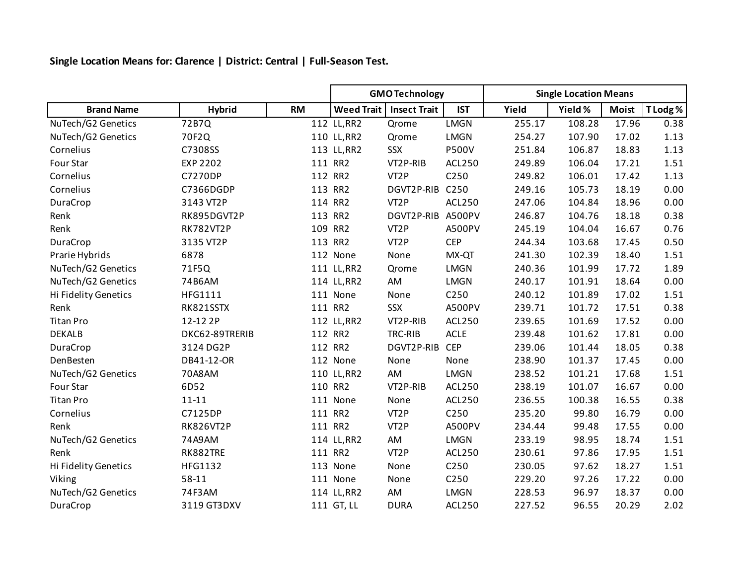**Single Location Means for: Clarence | District: Central | Full-Season Test.**

| | | | GMO Technology | | | Single Location Means | | | |
|---|---|---|---|---|---|---|---|---|---|
| **Brand Name** | **Hybrid** | **RM** | **Weed Trait** | **Insect Trait** | **IST** | **Yield** | **Yield %** | **Moist** | **T Lodg %** |
| NuTech/G2 Genetics | 72B7Q | 112 | LL,RR2 | Qrome | LMGN | 255.17 | 108.28 | 17.96 | 0.38 |
| NuTech/G2 Genetics | 70F2Q | 110 | LL,RR2 | Qrome | LMGN | 254.27 | 107.90 | 17.02 | 1.13 |
| Cornelius | C7308SS | 113 | LL,RR2 | SSX | P500V | 251.84 | 106.87 | 18.83 | 1.13 |
| Four Star | EXP 2202 | 111 | RR2 | VT2P-RIB | ACL250 | 249.89 | 106.04 | 17.21 | 1.51 |
| Cornelius | C7270DP | 112 | RR2 | VT2P | C250 | 249.82 | 106.01 | 17.42 | 1.13 |
| Cornelius | C7366DGDP | 113 | RR2 | DGVT2P-RIB | C250 | 249.16 | 105.73 | 18.19 | 0.00 |
| DuraCrop | 3143 VT2P | 114 | RR2 | VT2P | ACL250 | 247.06 | 104.84 | 18.96 | 0.00 |
| Renk | RK895DGVT2P | 113 | RR2 | DGVT2P-RIB | A500PV | 246.87 | 104.76 | 18.18 | 0.38 |
| Renk | RK782VT2P | 109 | RR2 | VT2P | A500PV | 245.19 | 104.04 | 16.67 | 0.76 |
| DuraCrop | 3135 VT2P | 113 | RR2 | VT2P | CEP | 244.34 | 103.68 | 17.45 | 0.50 |
| Prarie Hybrids | 6878 | 112 | None | None | MX-QT | 241.30 | 102.39 | 18.40 | 1.51 |
| NuTech/G2 Genetics | 71F5Q | 111 | LL,RR2 | Qrome | LMGN | 240.36 | 101.99 | 17.72 | 1.89 |
| NuTech/G2 Genetics | 74B6AM | 114 | LL,RR2 | AM | LMGN | 240.17 | 101.91 | 18.64 | 0.00 |
| Hi Fidelity Genetics | HFG1111 | 111 | None | None | C250 | 240.12 | 101.89 | 17.02 | 1.51 |
| Renk | RK821SSTX | 111 | RR2 | SSX | A500PV | 239.71 | 101.72 | 17.51 | 0.38 |
| Titan Pro | 12-12 2P | 112 | LL,RR2 | VT2P-RIB | ACL250 | 239.65 | 101.69 | 17.52 | 0.00 |
| DEKALB | DKC62-89TRERIB | 112 | RR2 | TRC-RIB | ACLE | 239.48 | 101.62 | 17.81 | 0.00 |
| DuraCrop | 3124 DG2P | 112 | RR2 | DGVT2P-RIB | CEP | 239.06 | 101.44 | 18.05 | 0.38 |
| DenBesten | DB41-12-OR | 112 | None | None | None | 238.90 | 101.37 | 17.45 | 0.00 |
| NuTech/G2 Genetics | 70A8AM | 110 | LL,RR2 | AM | LMGN | 238.52 | 101.21 | 17.68 | 1.51 |
| Four Star | 6D52 | 110 | RR2 | VT2P-RIB | ACL250 | 238.19 | 101.07 | 16.67 | 0.00 |
| Titan Pro | 11-11 | 111 | None | None | ACL250 | 236.55 | 100.38 | 16.55 | 0.38 |
| Cornelius | C7125DP | 111 | RR2 | VT2P | C250 | 235.20 | 99.80 | 16.79 | 0.00 |
| Renk | RK826VT2P | 111 | RR2 | VT2P | A500PV | 234.44 | 99.48 | 17.55 | 0.00 |
| NuTech/G2 Genetics | 74A9AM | 114 | LL,RR2 | AM | LMGN | 233.19 | 98.95 | 18.74 | 1.51 |
| Renk | RK882TRE | 111 | RR2 | VT2P | ACL250 | 230.61 | 97.86 | 17.95 | 1.51 |
| Hi Fidelity Genetics | HFG1132 | 113 | None | None | C250 | 230.05 | 97.62 | 18.27 | 1.51 |
| Viking | 58-11 | 111 | None | None | C250 | 229.20 | 97.26 | 17.22 | 0.00 |
| NuTech/G2 Genetics | 74F3AM | 114 | LL,RR2 | AM | LMGN | 228.53 | 96.97 | 18.37 | 0.00 |
| DuraCrop | 3119 GT3DXV | 111 | GT, LL | DURA | ACL250 | 227.52 | 96.55 | 20.29 | 2.02 |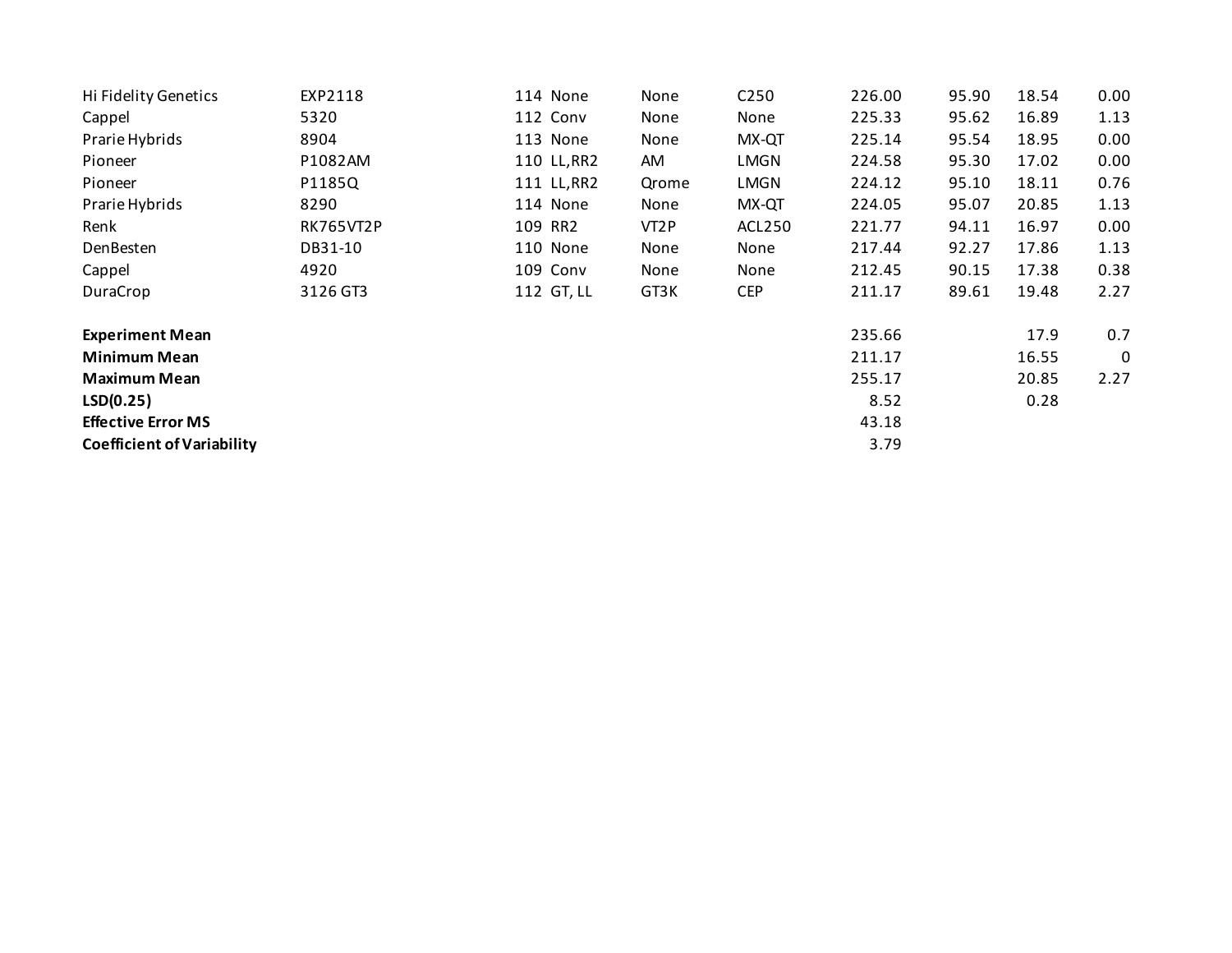| | | | | | | | | | |
|---|---|---|---|---|---|---|---|---|---|
| Hi Fidelity Genetics | EXP2118 | 114 | None | None | C250 | 226.00 | 95.90 | 18.54 | 0.00 |
| Cappel | 5320 | 112 | Conv | None | None | 225.33 | 95.62 | 16.89 | 1.13 |
| Prarie Hybrids | 8904 | 113 | None | None | MX-QT | 225.14 | 95.54 | 18.95 | 0.00 |
| Pioneer | P1082AM | 110 | LL,RR2 | AM | LMGN | 224.58 | 95.30 | 17.02 | 0.00 |
| Pioneer | P1185Q | 111 | LL,RR2 | Qrome | LMGN | 224.12 | 95.10 | 18.11 | 0.76 |
| Prarie Hybrids | 8290 | 114 | None | None | MX-QT | 224.05 | 95.07 | 20.85 | 1.13 |
| Renk | RK765VT2P | 109 | RR2 | VT2P | ACL250 | 221.77 | 94.11 | 16.97 | 0.00 |
| DenBesten | DB31-10 | 110 | None | None | None | 217.44 | 92.27 | 17.86 | 1.13 |
| Cappel | 4920 | 109 | Conv | None | None | 212.45 | 90.15 | 17.38 | 0.38 |
| DuraCrop | 3126 GT3 | 112 | GT, LL | GT3K | CEP | 211.17 | 89.61 | 19.48 | 2.27 |
| **Experiment Mean** | | | | | | 235.66 | | 17.9 | 0.7 |
| **Minimum Mean** | | | | | | 211.17 | | 16.55 | 0 |
| **Maximum Mean** | | | | | | 255.17 | | 20.85 | 2.27 |
| **LSD(0.25)** | | | | | | 8.52 | | 0.28 | |
| **Effective Error MS** | | | | | | 43.18 | | | |
| **Coefficient of Variability** | | | | | | 3.79 | | | |